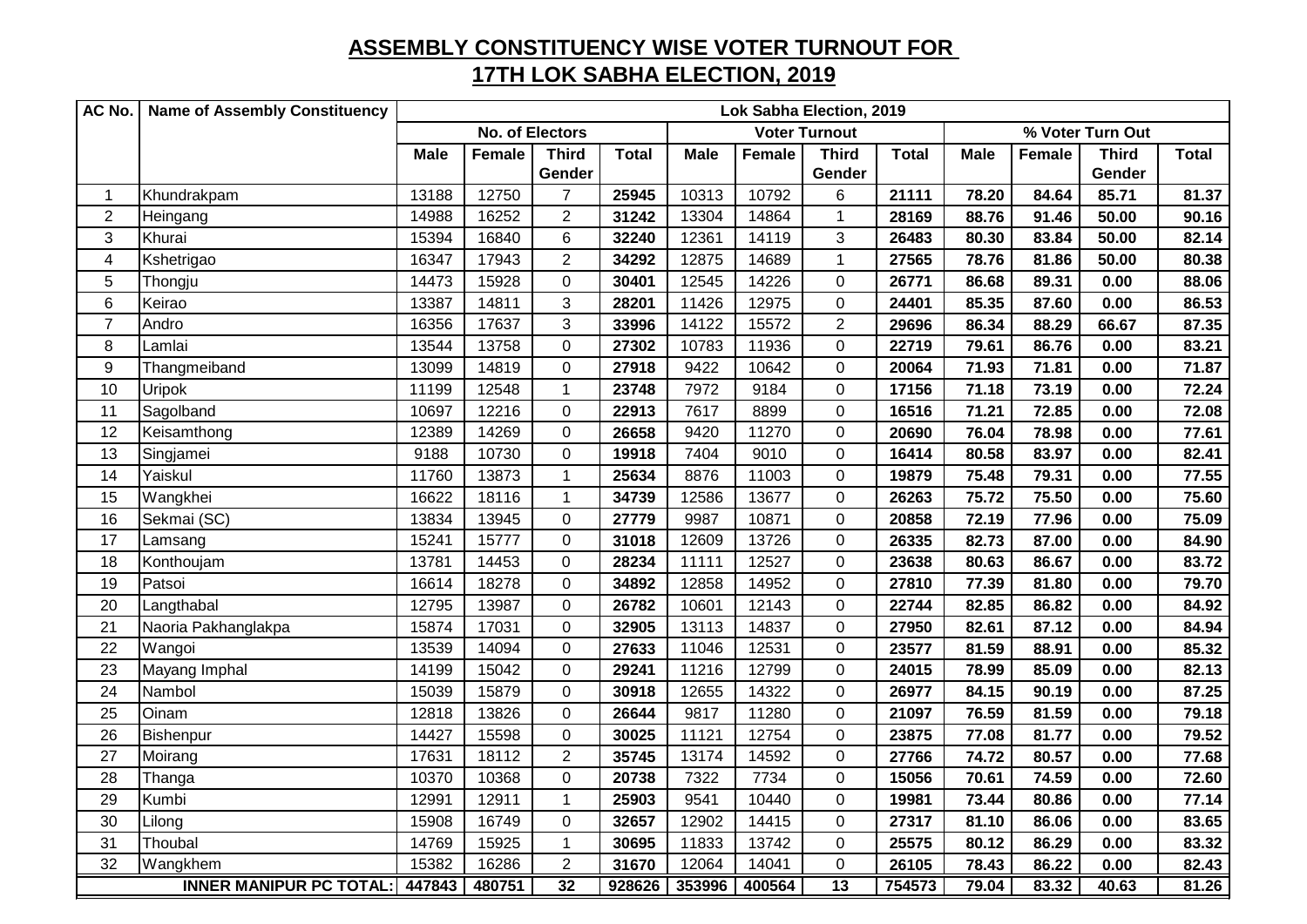## ASSEMBLY CONSTITUENCY WISE VOTER TURNOUT FOR 17TH LOK SABHA ELECTION, 2019

| AC No. | Name of Assembly Constituency | Lok Sabha Election, 2019 | | | | | | | | | | | |
|---|---|---|---|---|---|---|---|---|---|---|---|---|---|
| | | No. of Electors | | | | Voter Turnout | | | | % Voter Turn Out | | | |
| | | Male | Female | Third Gender | Total | Male | Female | Third Gender | Total | Male | Female | Third Gender | Total |
| 1 | Khundrakpam | 13188 | 12750 | 7 | **25945** | 10313 | 10792 | 6 | **21111** | **78.20** | **84.64** | **85.71** | **81.37** |
| 2 | Heingang | 14988 | 16252 | 2 | **31242** | 13304 | 14864 | 1 | **28169** | **88.76** | **91.46** | **50.00** | **90.16** |
| 3 | Khurai | 15394 | 16840 | 6 | **32240** | 12361 | 14119 | 3 | **26483** | **80.30** | **83.84** | **50.00** | **82.14** |
| 4 | Kshetrigao | 16347 | 17943 | 2 | **34292** | 12875 | 14689 | 1 | **27565** | **78.76** | **81.86** | **50.00** | **80.38** |
| 5 | Thongju | 14473 | 15928 | 0 | **30401** | 12545 | 14226 | 0 | **26771** | **86.68** | **89.31** | **0.00** | **88.06** |
| 6 | Keirao | 13387 | 14811 | 3 | **28201** | 11426 | 12975 | 0 | **24401** | **85.35** | **87.60** | **0.00** | **86.53** |
| 7 | Andro | 16356 | 17637 | 3 | **33996** | 14122 | 15572 | 2 | **29696** | **86.34** | **88.29** | **66.67** | **87.35** |
| 8 | Lamlai | 13544 | 13758 | 0 | **27302** | 10783 | 11936 | 0 | **22719** | **79.61** | **86.76** | **0.00** | **83.21** |
| 9 | Thangmeiband | 13099 | 14819 | 0 | **27918** | 9422 | 10642 | 0 | **20064** | **71.93** | **71.81** | **0.00** | **71.87** |
| 10 | Uripok | 11199 | 12548 | 1 | **23748** | 7972 | 9184 | 0 | **17156** | **71.18** | **73.19** | **0.00** | **72.24** |
| 11 | Sagolband | 10697 | 12216 | 0 | **22913** | 7617 | 8899 | 0 | **16516** | **71.21** | **72.85** | **0.00** | **72.08** |
| 12 | Keisamthong | 12389 | 14269 | 0 | **26658** | 9420 | 11270 | 0 | **20690** | **76.04** | **78.98** | **0.00** | **77.61** |
| 13 | Singjamei | 9188 | 10730 | 0 | **19918** | 7404 | 9010 | 0 | **16414** | **80.58** | **83.97** | **0.00** | **82.41** |
| 14 | Yaiskul | 11760 | 13873 | 1 | **25634** | 8876 | 11003 | 0 | **19879** | **75.48** | **79.31** | **0.00** | **77.55** |
| 15 | Wangkhei | 16622 | 18116 | 1 | **34739** | 12586 | 13677 | 0 | **26263** | **75.72** | **75.50** | **0.00** | **75.60** |
| 16 | Sekmai (SC) | 13834 | 13945 | 0 | **27779** | 9987 | 10871 | 0 | **20858** | **72.19** | **77.96** | **0.00** | **75.09** |
| 17 | Lamsang | 15241 | 15777 | 0 | **31018** | 12609 | 13726 | 0 | **26335** | **82.73** | **87.00** | **0.00** | **84.90** |
| 18 | Konthoujam | 13781 | 14453 | 0 | **28234** | 11111 | 12527 | 0 | **23638** | **80.63** | **86.67** | **0.00** | **83.72** |
| 19 | Patsoi | 16614 | 18278 | 0 | **34892** | 12858 | 14952 | 0 | **27810** | **77.39** | **81.80** | **0.00** | **79.70** |
| 20 | Langthabal | 12795 | 13987 | 0 | **26782** | 10601 | 12143 | 0 | **22744** | **82.85** | **86.82** | **0.00** | **84.92** |
| 21 | Naoria Pakhanglakpa | 15874 | 17031 | 0 | **32905** | 13113 | 14837 | 0 | **27950** | **82.61** | **87.12** | **0.00** | **84.94** |
| 22 | Wangoi | 13539 | 14094 | 0 | **27633** | 11046 | 12531 | 0 | **23577** | **81.59** | **88.91** | **0.00** | **85.32** |
| 23 | Mayang Imphal | 14199 | 15042 | 0 | **29241** | 11216 | 12799 | 0 | **24015** | **78.99** | **85.09** | **0.00** | **82.13** |
| 24 | Nambol | 15039 | 15879 | 0 | **30918** | 12655 | 14322 | 0 | **26977** | **84.15** | **90.19** | **0.00** | **87.25** |
| 25 | Oinam | 12818 | 13826 | 0 | **26644** | 9817 | 11280 | 0 | **21097** | **76.59** | **81.59** | **0.00** | **79.18** |
| 26 | Bishenpur | 14427 | 15598 | 0 | **30025** | 11121 | 12754 | 0 | **23875** | **77.08** | **81.77** | **0.00** | **79.52** |
| 27 | Moirang | 17631 | 18112 | 2 | **35745** | 13174 | 14592 | 0 | **27766** | **74.72** | **80.57** | **0.00** | **77.68** |
| 28 | Thanga | 10370 | 10368 | 0 | **20738** | 7322 | 7734 | 0 | **15056** | **70.61** | **74.59** | **0.00** | **72.60** |
| 29 | Kumbi | 12991 | 12911 | 1 | **25903** | 9541 | 10440 | 0 | **19981** | **73.44** | **80.86** | **0.00** | **77.14** |
| 30 | Lilong | 15908 | 16749 | 0 | **32657** | 12902 | 14415 | 0 | **27317** | **81.10** | **86.06** | **0.00** | **83.65** |
| 31 | Thoubal | 14769 | 15925 | 1 | **30695** | 11833 | 13742 | 0 | **25575** | **80.12** | **86.29** | **0.00** | **83.32** |
| 32 | Wangkhem | 15382 | 16286 | 2 | **31670** | 12064 | 14041 | 0 | **26105** | **78.43** | **86.22** | **0.00** | **82.43** |
| | **INNER MANIPUR PC TOTAL:** | **447843** | **480751** | **32** | **928626** | **353996** | **400564** | **13** | **754573** | **79.04** | **83.32** | **40.63** | **81.26** |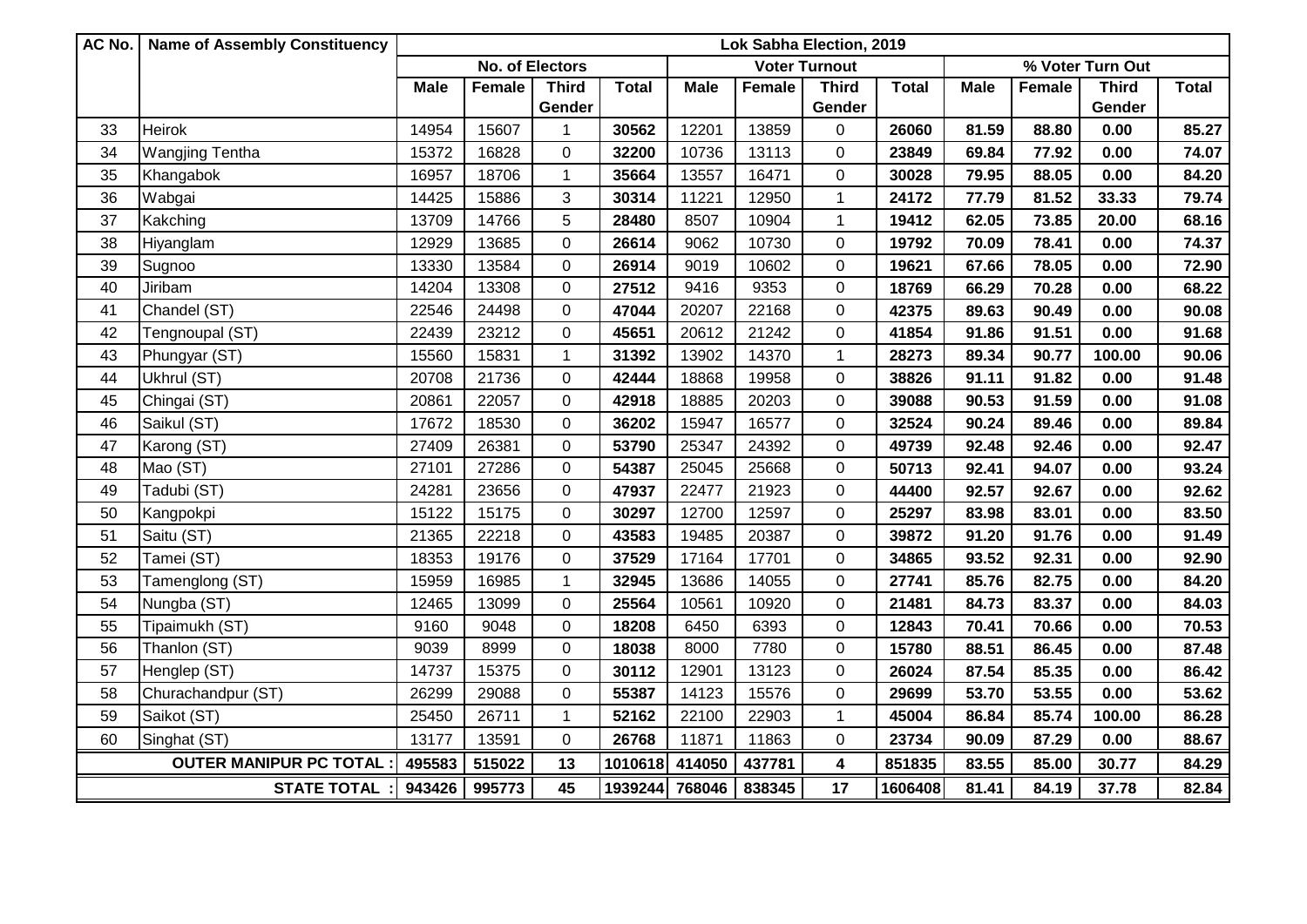| AC No. | Name of Assembly Constituency | Lok Sabha Election, 2019 | | | | | | | | | | | |
|---|---|---|---|---|---|---|---|---|---|---|---|---|---|
| | | No. of Electors | | | | Voter Turnout | | | | % Voter Turn Out | | | |
| | | Male | Female | Third Gender | Total | Male | Female | Third Gender | Total | Male | Female | Third Gender | Total |
| 33 | Heirok | 14954 | 15607 | 1 | **30562** | 12201 | 13859 | 0 | **26060** | **81.59** | **88.80** | **0.00** | **85.27** |
| 34 | Wangjing Tentha | 15372 | 16828 | 0 | **32200** | 10736 | 13113 | 0 | **23849** | **69.84** | **77.92** | **0.00** | **74.07** |
| 35 | Khangabok | 16957 | 18706 | 1 | **35664** | 13557 | 16471 | 0 | **30028** | **79.95** | **88.05** | **0.00** | **84.20** |
| 36 | Wabgai | 14425 | 15886 | 3 | **30314** | 11221 | 12950 | 1 | **24172** | **77.79** | **81.52** | **33.33** | **79.74** |
| 37 | Kakching | 13709 | 14766 | 5 | **28480** | 8507 | 10904 | 1 | **19412** | **62.05** | **73.85** | **20.00** | **68.16** |
| 38 | Hiyanglam | 12929 | 13685 | 0 | **26614** | 9062 | 10730 | 0 | **19792** | **70.09** | **78.41** | **0.00** | **74.37** |
| 39 | Sugnoo | 13330 | 13584 | 0 | **26914** | 9019 | 10602 | 0 | **19621** | **67.66** | **78.05** | **0.00** | **72.90** |
| 40 | Jiribam | 14204 | 13308 | 0 | **27512** | 9416 | 9353 | 0 | **18769** | **66.29** | **70.28** | **0.00** | **68.22** |
| 41 | Chandel (ST) | 22546 | 24498 | 0 | **47044** | 20207 | 22168 | 0 | **42375** | **89.63** | **90.49** | **0.00** | **90.08** |
| 42 | Tengnoupal (ST) | 22439 | 23212 | 0 | **45651** | 20612 | 21242 | 0 | **41854** | **91.86** | **91.51** | **0.00** | **91.68** |
| 43 | Phungyar (ST) | 15560 | 15831 | 1 | **31392** | 13902 | 14370 | 1 | **28273** | **89.34** | **90.77** | **100.00** | **90.06** |
| 44 | Ukhrul (ST) | 20708 | 21736 | 0 | **42444** | 18868 | 19958 | 0 | **38826** | **91.11** | **91.82** | **0.00** | **91.48** |
| 45 | Chingai (ST) | 20861 | 22057 | 0 | **42918** | 18885 | 20203 | 0 | **39088** | **90.53** | **91.59** | **0.00** | **91.08** |
| 46 | Saikul (ST) | 17672 | 18530 | 0 | **36202** | 15947 | 16577 | 0 | **32524** | **90.24** | **89.46** | **0.00** | **89.84** |
| 47 | Karong (ST) | 27409 | 26381 | 0 | **53790** | 25347 | 24392 | 0 | **49739** | **92.48** | **92.46** | **0.00** | **92.47** |
| 48 | Mao (ST) | 27101 | 27286 | 0 | **54387** | 25045 | 25668 | 0 | **50713** | **92.41** | **94.07** | **0.00** | **93.24** |
| 49 | Tadubi (ST) | 24281 | 23656 | 0 | **47937** | 22477 | 21923 | 0 | **44400** | **92.57** | **92.67** | **0.00** | **92.62** |
| 50 | Kangpokpi | 15122 | 15175 | 0 | **30297** | 12700 | 12597 | 0 | **25297** | **83.98** | **83.01** | **0.00** | **83.50** |
| 51 | Saitu (ST) | 21365 | 22218 | 0 | **43583** | 19485 | 20387 | 0 | **39872** | **91.20** | **91.76** | **0.00** | **91.49** |
| 52 | Tamei (ST) | 18353 | 19176 | 0 | **37529** | 17164 | 17701 | 0 | **34865** | **93.52** | **92.31** | **0.00** | **92.90** |
| 53 | Tamenglong (ST) | 15959 | 16985 | 1 | **32945** | 13686 | 14055 | 0 | **27741** | **85.76** | **82.75** | **0.00** | **84.20** |
| 54 | Nungba (ST) | 12465 | 13099 | 0 | **25564** | 10561 | 10920 | 0 | **21481** | **84.73** | **83.37** | **0.00** | **84.03** |
| 55 | Tipaimukh (ST) | 9160 | 9048 | 0 | **18208** | 6450 | 6393 | 0 | **12843** | **70.41** | **70.66** | **0.00** | **70.53** |
| 56 | Thanlon (ST) | 9039 | 8999 | 0 | **18038** | 8000 | 7780 | 0 | **15780** | **88.51** | **86.45** | **0.00** | **87.48** |
| 57 | Henglep (ST) | 14737 | 15375 | 0 | **30112** | 12901 | 13123 | 0 | **26024** | **87.54** | **85.35** | **0.00** | **86.42** |
| 58 | Churachandpur (ST) | 26299 | 29088 | 0 | **55387** | 14123 | 15576 | 0 | **29699** | **53.70** | **53.55** | **0.00** | **53.62** |
| 59 | Saikot (ST) | 25450 | 26711 | 1 | **52162** | 22100 | 22903 | 1 | **45004** | **86.84** | **85.74** | **100.00** | **86.28** |
| 60 | Singhat (ST) | 13177 | 13591 | 0 | **26768** | 11871 | 11863 | 0 | **23734** | **90.09** | **87.29** | **0.00** | **88.67** |
| | **OUTER MANIPUR PC TOTAL :** | **495583** | **515022** | **13** | **1010618** | **414050** | **437781** | **4** | **851835** | **83.55** | **85.00** | **30.77** | **84.29** |
| | **STATE TOTAL :** | **943426** | **995773** | **45** | **1939244** | **768046** | **838345** | **17** | **1606408** | **81.41** | **84.19** | **37.78** | **82.84** |